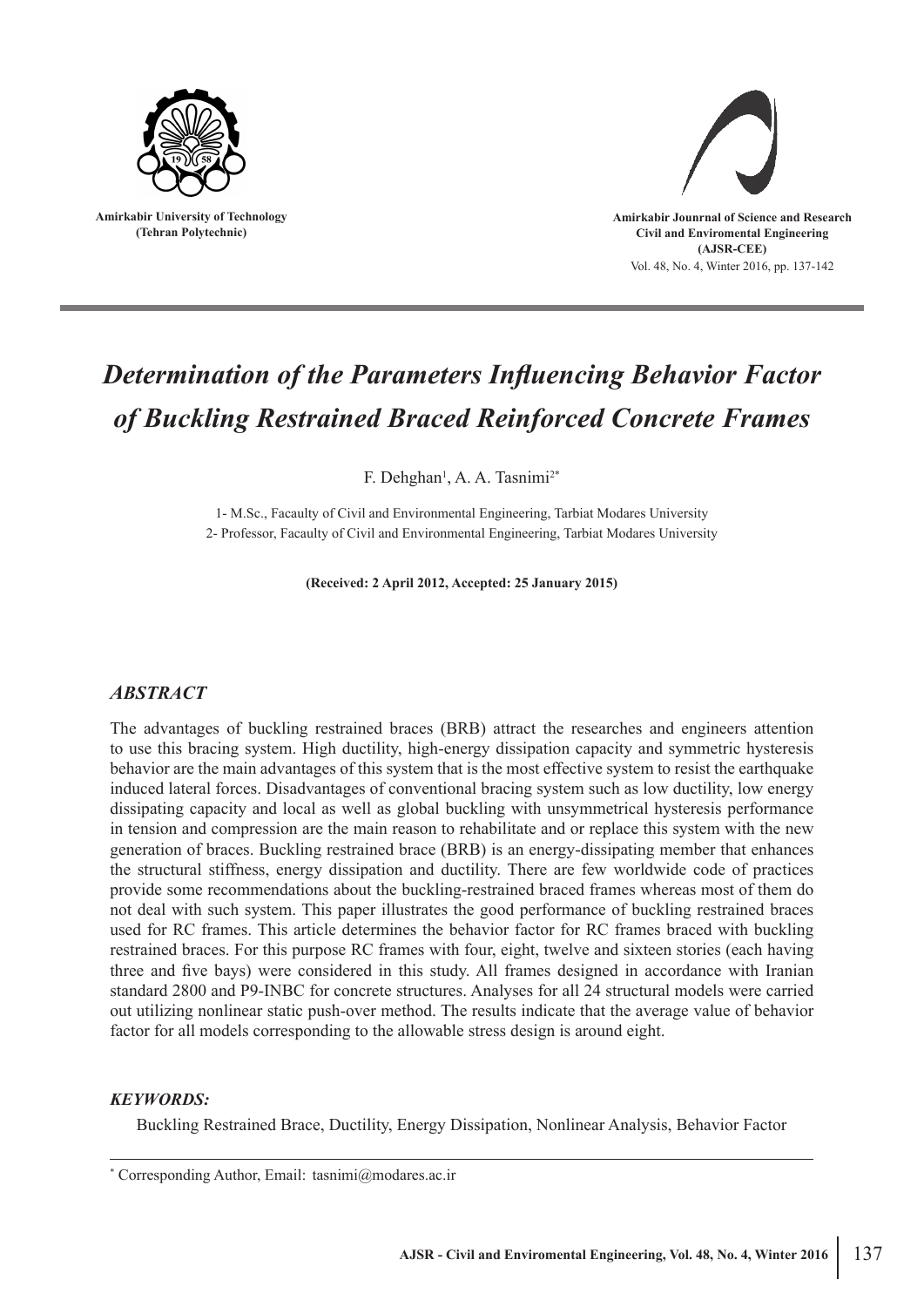Amirkabir University of Technology
(Tehran Polytechnic)

Amirkabir Jounrnal of Science and Research
Civil and Enviromental Engineering
(AJSR-CEE)

# *Determination of the Parameters Influencing Behavior Factor of Buckling Restrained Braced Reinforced Concrete Frames*

F. Dehghan[1], A. A. Tasnimi[2*]

1- M.Sc., Facaulty of Civil and Environmental Engineering, Tarbiat Modares University
2- Professor, Facaulty of Civil and Environmental Engineering, Tarbiat Modares University

**(Received: 2 April 2012, Accepted: 25 January 2015)**

## *ABSTRACT*

The advantages of buckling restrained braces (BRB) attract the researches and engineers attention to use this bracing system. High ductility, high-energy dissipation capacity and symmetric hysteresis behavior are the main advantages of this system that is the most effective system to resist the earthquake induced lateral forces. Disadvantages of conventional bracing system such as low ductility, low energy dissipating capacity and local as well as global buckling with unsymmetrical hysteresis performance in tension and compression are the main reason to rehabilitate and or replace this system with the new generation of braces. Buckling restrained brace (BRB) is an energy-dissipating member that enhances the structural stiffness, energy dissipation and ductility. There are few worldwide code of practices provide some recommendations about the buckling-restrained braced frames whereas most of them do not deal with such system. This paper illustrates the good performance of buckling restrained braces used for RC frames. This article determines the behavior factor for RC frames braced with buckling restrained braces. For this purpose RC frames with four, eight, twelve and sixteen stories (each having three and five bays) were considered in this study. All frames designed in accordance with Iranian standard 2800 and P9-INBC for concrete structures. Analyses for all 24 structural models were carried out utilizing nonlinear static push-over method. The results indicate that the average value of behavior factor for all models corresponding to the allowable stress design is around eight.

## *KEYWORDS:*

Buckling Restrained Brace, Ductility, Energy Dissipation, Nonlinear Analysis, Behavior Factor

---

[*] Corresponding Author, Email: tasnimi@modares.ac.ir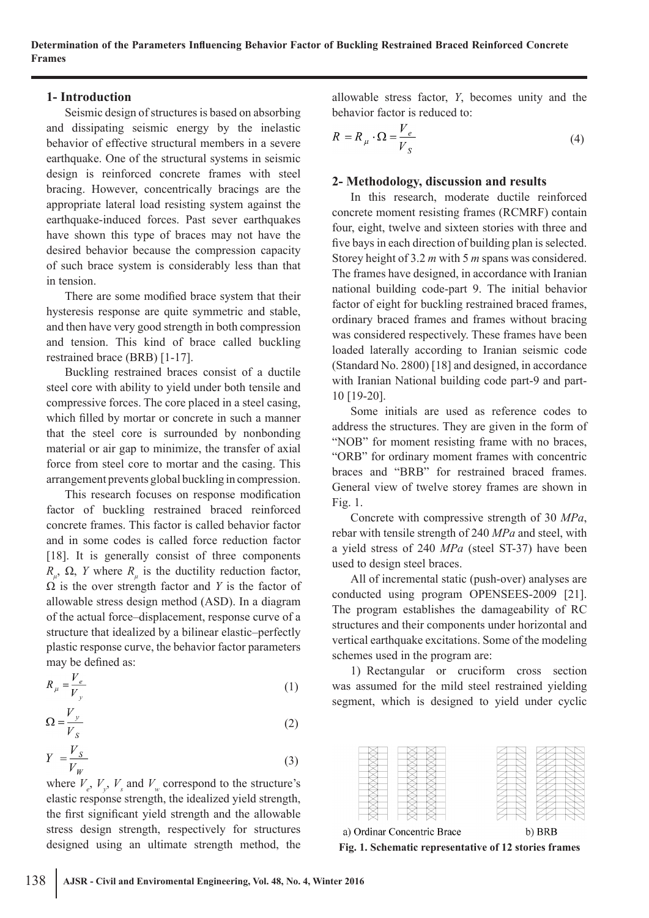## 1- Introduction

Seismic design of structures is based on absorbing and dissipating seismic energy by the inelastic behavior of effective structural members in a severe earthquake. One of the structural systems in seismic design is reinforced concrete frames with steel bracing. However, concentrically bracings are the appropriate lateral load resisting system against the earthquake-induced forces. Past sever earthquakes have shown this type of braces may not have the desired behavior because the compression capacity of such brace system is considerably less than that in tension.

There are some modified brace system that their hysteresis response are quite symmetric and stable, and then have very good strength in both compression and tension. This kind of brace called buckling restrained brace (BRB) [1-17].

Buckling restrained braces consist of a ductile steel core with ability to yield under both tensile and compressive forces. The core placed in a steel casing, which filled by mortar or concrete in such a manner that the steel core is surrounded by nonbonding material or air gap to minimize, the transfer of axial force from steel core to mortar and the casing. This arrangement prevents global buckling in compression.

This research focuses on response modification factor of buckling restrained braced reinforced concrete frames. This factor is called behavior factor and in some codes is called force reduction factor [18]. It is generally consist of three components $R_\mu$, $\Omega$, $Y$ where $R_\mu$ is the ductility reduction factor, $\Omega$ is the over strength factor and $Y$ is the factor of allowable stress design method (ASD). In a diagram of the actual force–displacement, response curve of a structure that idealized by a bilinear elastic–perfectly plastic response curve, the behavior factor parameters may be defined as:

$$R_\mu = \frac{V_e}{V_y} \tag{1}$$

$$\Omega = \frac{V_y}{V_S} \tag{2}$$

$$Y = \frac{V_S}{V_W} \tag{3}$$

where $V_e$, $V_y$, $V_s$ and $V_w$ correspond to the structure's elastic response strength, the idealized yield strength, the first significant yield strength and the allowable stress design strength, respectively for structures designed using an ultimate strength method, the allowable stress factor, $Y$, becomes unity and the behavior factor is reduced to:

$$R = R_\mu \cdot \Omega = \frac{V_e}{V_S} \tag{4}$$

## 2- Methodology, discussion and results

In this research, moderate ductile reinforced concrete moment resisting frames (RCMRF) contain four, eight, twelve and sixteen stories with three and five bays in each direction of building plan is selected. Storey height of 3.2 *m* with 5 *m* spans was considered. The frames have designed, in accordance with Iranian national building code-part 9. The initial behavior factor of eight for buckling restrained braced frames, ordinary braced frames and frames without bracing was considered respectively. These frames have been loaded laterally according to Iranian seismic code (Standard No. 2800) [18] and designed, in accordance with Iranian National building code part-9 and part-10 [19-20].

Some initials are used as reference codes to address the structures. They are given in the form of "NOB" for moment resisting frame with no braces, "ORB" for ordinary moment frames with concentric braces and "BRB" for restrained braced frames. General view of twelve storey frames are shown in Fig. 1.

Concrete with compressive strength of 30 *MPa*, rebar with tensile strength of 240 *MPa* and steel, with a yield stress of 240 *MPa* (steel ST-37) have been used to design steel braces.

All of incremental static (push-over) analyses are conducted using program OPENSEES-2009 [21]. The program establishes the damageability of RC structures and their components under horizontal and vertical earthquake excitations. Some of the modeling schemes used in the program are:

1) Rectangular or cruciform cross section was assumed for the mild steel restrained yielding segment, which is designed to yield under cyclic

a) Ordinar Concentric Brace b) BRB

**Fig. 1. Schematic representative of 12 stories frames**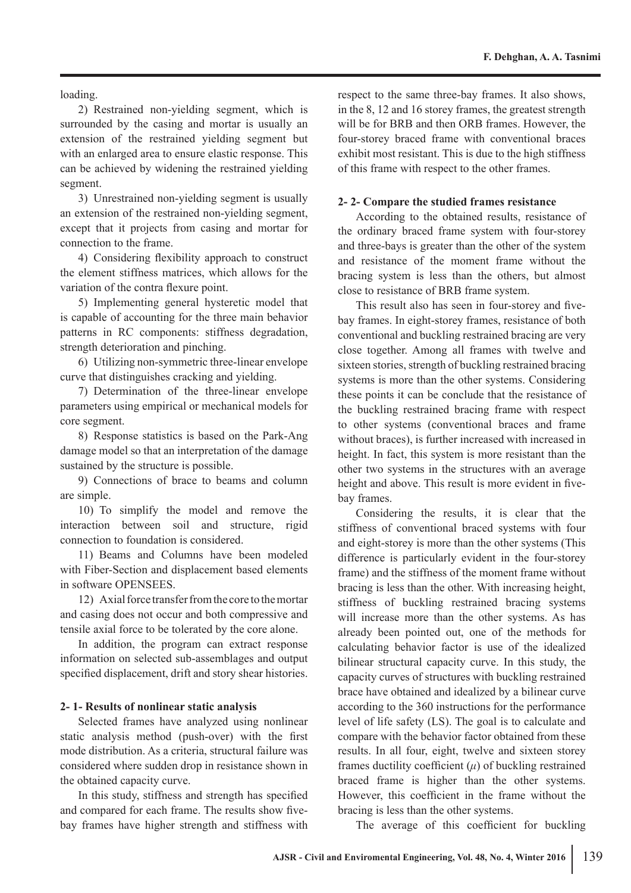loading.

2) Restrained non-yielding segment, which is surrounded by the casing and mortar is usually an extension of the restrained yielding segment but with an enlarged area to ensure elastic response. This can be achieved by widening the restrained yielding segment.

3) Unrestrained non-yielding segment is usually an extension of the restrained non-yielding segment, except that it projects from casing and mortar for connection to the frame.

4) Considering flexibility approach to construct the element stiffness matrices, which allows for the variation of the contra flexure point.

5) Implementing general hysteretic model that is capable of accounting for the three main behavior patterns in RC components: stiffness degradation, strength deterioration and pinching.

6) Utilizing non-symmetric three-linear envelope curve that distinguishes cracking and yielding.

7) Determination of the three-linear envelope parameters using empirical or mechanical models for core segment.

8) Response statistics is based on the Park-Ang damage model so that an interpretation of the damage sustained by the structure is possible.

9) Connections of brace to beams and column are simple.

10) To simplify the model and remove the interaction between soil and structure, rigid connection to foundation is considered.

11) Beams and Columns have been modeled with Fiber-Section and displacement based elements in software OPENSEES.

12) Axial force transfer from the core to the mortar and casing does not occur and both compressive and tensile axial force to be tolerated by the core alone.

In addition, the program can extract response information on selected sub-assemblages and output specified displacement, drift and story shear histories.

### 2- 1- Results of nonlinear static analysis

Selected frames have analyzed using nonlinear static analysis method (push-over) with the first mode distribution. As a criteria, structural failure was considered where sudden drop in resistance shown in the obtained capacity curve.

In this study, stiffness and strength has specified and compared for each frame. The results show five-bay frames have higher strength and stiffness with respect to the same three-bay frames. It also shows, in the 8, 12 and 16 storey frames, the greatest strength will be for BRB and then ORB frames. However, the four-storey braced frame with conventional braces exhibit most resistant. This is due to the high stiffness of this frame with respect to the other frames.

### 2- 2- Compare the studied frames resistance

According to the obtained results, resistance of the ordinary braced frame system with four-storey and three-bays is greater than the other of the system and resistance of the moment frame without the bracing system is less than the others, but almost close to resistance of BRB frame system.

This result also has seen in four-storey and five-bay frames. In eight-storey frames, resistance of both conventional and buckling restrained bracing are very close together. Among all frames with twelve and sixteen stories, strength of buckling restrained bracing systems is more than the other systems. Considering these points it can be conclude that the resistance of the buckling restrained bracing frame with respect to other systems (conventional braces and frame without braces), is further increased with increased in height. In fact, this system is more resistant than the other two systems in the structures with an average height and above. This result is more evident in five-bay frames.

Considering the results, it is clear that the stiffness of conventional braced systems with four and eight-storey is more than the other systems (This difference is particularly evident in the four-storey frame) and the stiffness of the moment frame without bracing is less than the other. With increasing height, stiffness of buckling restrained bracing systems will increase more than the other systems. As has already been pointed out, one of the methods for calculating behavior factor is use of the idealized bilinear structural capacity curve. In this study, the capacity curves of structures with buckling restrained brace have obtained and idealized by a bilinear curve according to the 360 instructions for the performance level of life safety (LS). The goal is to calculate and compare with the behavior factor obtained from these results. In all four, eight, twelve and sixteen storey frames ductility coefficient ($\mu$) of buckling restrained braced frame is higher than the other systems. However, this coefficient in the frame without the bracing is less than the other systems.

The average of this coefficient for buckling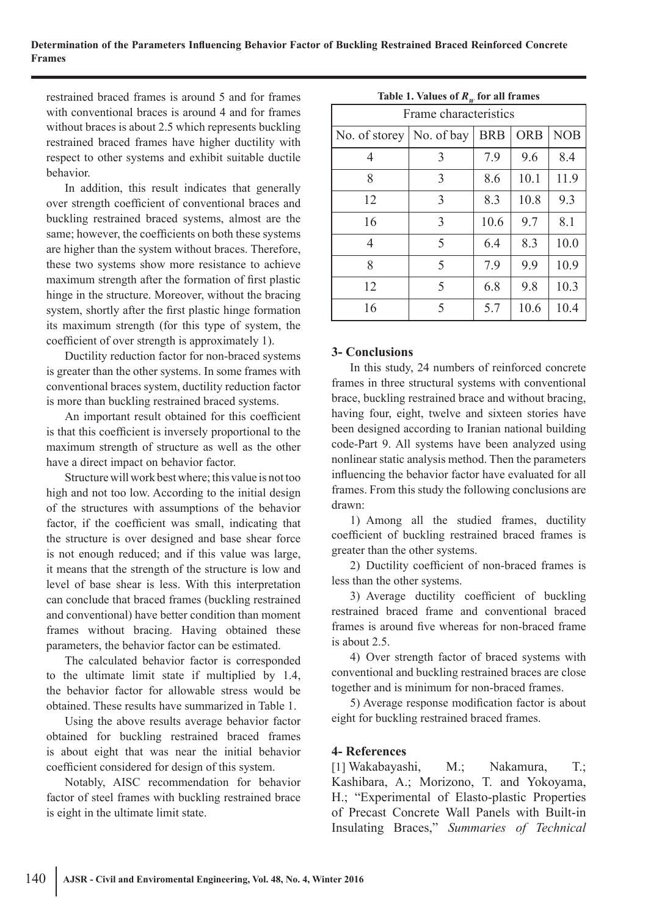restrained braced frames is around 5 and for frames with conventional braces is around 4 and for frames without braces is about 2.5 which represents buckling restrained braced frames have higher ductility with respect to other systems and exhibit suitable ductile behavior.

In addition, this result indicates that generally over strength coefficient of conventional braces and buckling restrained braced systems, almost are the same; however, the coefficients on both these systems are higher than the system without braces. Therefore, these two systems show more resistance to achieve maximum strength after the formation of first plastic hinge in the structure. Moreover, without the bracing system, shortly after the first plastic hinge formation its maximum strength (for this type of system, the coefficient of over strength is approximately 1).

Ductility reduction factor for non-braced systems is greater than the other systems. In some frames with conventional braces system, ductility reduction factor is more than buckling restrained braced systems.

An important result obtained for this coefficient is that this coefficient is inversely proportional to the maximum strength of structure as well as the other have a direct impact on behavior factor.

Structure will work best where; this value is not too high and not too low. According to the initial design of the structures with assumptions of the behavior factor, if the coefficient was small, indicating that the structure is over designed and base shear force is not enough reduced; and if this value was large, it means that the strength of the structure is low and level of base shear is less. With this interpretation can conclude that braced frames (buckling restrained and conventional) have better condition than moment frames without bracing. Having obtained these parameters, the behavior factor can be estimated.

The calculated behavior factor is corresponded to the ultimate limit state if multiplied by 1.4, the behavior factor for allowable stress would be obtained. These results have summarized in Table 1.

Using the above results average behavior factor obtained for buckling restrained braced frames is about eight that was near the initial behavior coefficient considered for design of this system.

Notably, AISC recommendation for behavior factor of steel frames with buckling restrained brace is eight in the ultimate limit state.

**Table 1. Values of $R_w$ for all frames**

| Frame characteristics | | | | |
|---|---|---|---|---|
| No. of storey | No. of bay | BRB | ORB | NOB |
| 4 | 3 | 7.9 | 9.6 | 8.4 |
| 8 | 3 | 8.6 | 10.1 | 11.9 |
| 12 | 3 | 8.3 | 10.8 | 9.3 |
| 16 | 3 | 10.6 | 9.7 | 8.1 |
| 4 | 5 | 6.4 | 8.3 | 10.0 |
| 8 | 5 | 7.9 | 9.9 | 10.9 |
| 12 | 5 | 6.8 | 9.8 | 10.3 |
| 16 | 5 | 5.7 | 10.6 | 10.4 |

## 3- Conclusions

In this study, 24 numbers of reinforced concrete frames in three structural systems with conventional brace, buckling restrained brace and without bracing, having four, eight, twelve and sixteen stories have been designed according to Iranian national building code-Part 9. All systems have been analyzed using nonlinear static analysis method. Then the parameters influencing the behavior factor have evaluated for all frames. From this study the following conclusions are drawn:

1) Among all the studied frames, ductility coefficient of buckling restrained braced frames is greater than the other systems.

2) Ductility coefficient of non-braced frames is less than the other systems.

3) Average ductility coefficient of buckling restrained braced frame and conventional braced frames is around five whereas for non-braced frame is about 2.5.

4) Over strength factor of braced systems with conventional and buckling restrained braces are close together and is minimum for non-braced frames.

5) Average response modification factor is about eight for buckling restrained braced frames.

## 4- References

[1] Wakabayashi, M.; Nakamura, T.; Kashibara, A.; Morizono, T. and Yokoyama, H.; "Experimental of Elasto-plastic Properties of Precast Concrete Wall Panels with Built-in Insulating Braces," *Summaries of Technical*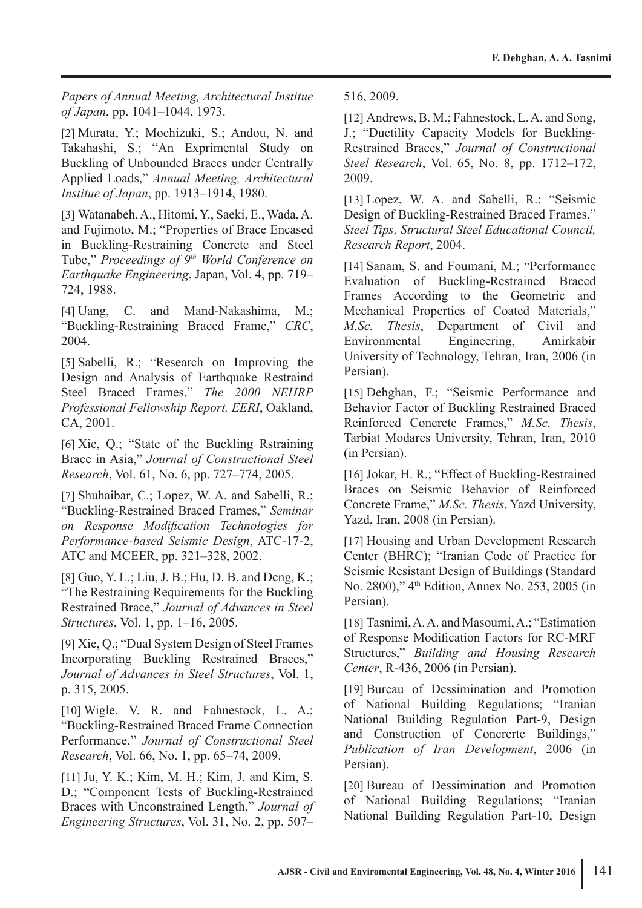*Papers of Annual Meeting, Architectural Institue of Japan*, pp. 1041–1044, 1973.

[2] Murata, Y.; Mochizuki, S.; Andou, N. and Takahashi, S.; "An Exprimental Study on Buckling of Unbounded Braces under Centrally Applied Loads," *Annual Meeting, Architectural Institue of Japan*, pp. 1913–1914, 1980.

[3] Watanabeh, A., Hitomi, Y., Saeki, E., Wada, A. and Fujimoto, M.; "Properties of Brace Encased in Buckling-Restraining Concrete and Steel Tube," *Proceedings of 9th World Conference on Earthquake Engineering*, Japan, Vol. 4, pp. 719–724, 1988.

[4] Uang, C. and Mand-Nakashima, M.; "Buckling-Restraining Braced Frame," *CRC*, 2004.

[5] Sabelli, R.; "Research on Improving the Design and Analysis of Earthquake Restraind Steel Braced Frames," *The 2000 NEHRP Professional Fellowship Report, EERI*, Oakland, CA, 2001.

[6] Xie, Q.; "State of the Buckling Rstraining Brace in Asia," *Journal of Constructional Steel Research*, Vol. 61, No. 6, pp. 727–774, 2005.

[7] Shuhaibar, C.; Lopez, W. A. and Sabelli, R.; "Buckling-Restrained Braced Frames," *Seminar on Response Modification Technologies for Performance-based Seismic Design*, ATC-17-2, ATC and MCEER, pp. 321–328, 2002.

[8] Guo, Y. L.; Liu, J. B.; Hu, D. B. and Deng, K.; "The Restraining Requirements for the Buckling Restrained Brace," *Journal of Advances in Steel Structures*, Vol. 1, pp. 1–16, 2005.

[9] Xie, Q.; "Dual System Design of Steel Frames Incorporating Buckling Restrained Braces," *Journal of Advances in Steel Structures*, Vol. 1, p. 315, 2005.

[10] Wigle, V. R. and Fahnestock, L. A.; "Buckling-Restrained Braced Frame Connection Performance," *Journal of Constructional Steel Research*, Vol. 66, No. 1, pp. 65–74, 2009.

[11] Ju, Y. K.; Kim, M. H.; Kim, J. and Kim, S. D.; "Component Tests of Buckling-Restrained Braces with Unconstrained Length," *Journal of Engineering Structures*, Vol. 31, No. 2, pp. 507–516, 2009.

[12] Andrews, B. M.; Fahnestock, L. A. and Song, J.; "Ductility Capacity Models for Buckling-Restrained Braces," *Journal of Constructional Steel Research*, Vol. 65, No. 8, pp. 1712–172, 2009.

[13] Lopez, W. A. and Sabelli, R.; "Seismic Design of Buckling-Restrained Braced Frames," *Steel Tips, Structural Steel Educational Council, Research Report*, 2004.

[14] Sanam, S. and Foumani, M.; "Performance Evaluation of Buckling-Restrained Braced Frames According to the Geometric and Mechanical Properties of Coated Materials," *M.Sc. Thesis*, Department of Civil and Environmental Engineering, Amirkabir University of Technology, Tehran, Iran, 2006 (in Persian).

[15] Dehghan, F.; "Seismic Performance and Behavior Factor of Buckling Restrained Braced Reinforced Concrete Frames," *M.Sc. Thesis*, Tarbiat Modares University, Tehran, Iran, 2010 (in Persian).

[16] Jokar, H. R.; "Effect of Buckling-Restrained Braces on Seismic Behavior of Reinforced Concrete Frame," *M.Sc. Thesis*, Yazd University, Yazd, Iran, 2008 (in Persian).

[17] Housing and Urban Development Research Center (BHRC); "Iranian Code of Practice for Seismic Resistant Design of Buildings (Standard No. 2800)," 4th Edition, Annex No. 253, 2005 (in Persian).

[18] Tasnimi, A. A. and Masoumi, A.; "Estimation of Response Modification Factors for RC-MRF Structures," *Building and Housing Research Center*, R-436, 2006 (in Persian).

[19] Bureau of Dessimination and Promotion of National Building Regulations; "Iranian National Building Regulation Part-9, Design and Construction of Concrerte Buildings," *Publication of Iran Development*, 2006 (in Persian).

[20] Bureau of Dessimination and Promotion of National Building Regulations; "Iranian National Building Regulation Part-10, Design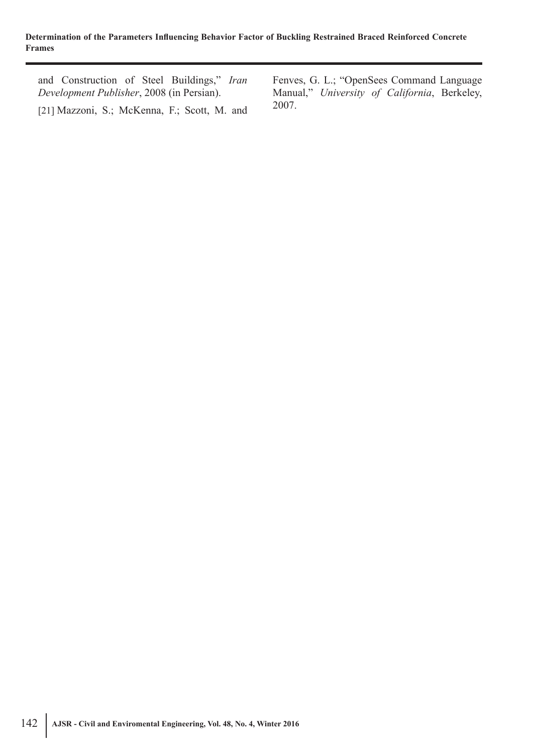and Construction of Steel Buildings," *Iran Development Publisher*, 2008 (in Persian).

[21] Mazzoni, S.; McKenna, F.; Scott, M. and Fenves, G. L.; "OpenSees Command Language Manual," *University of California*, Berkeley, 2007.